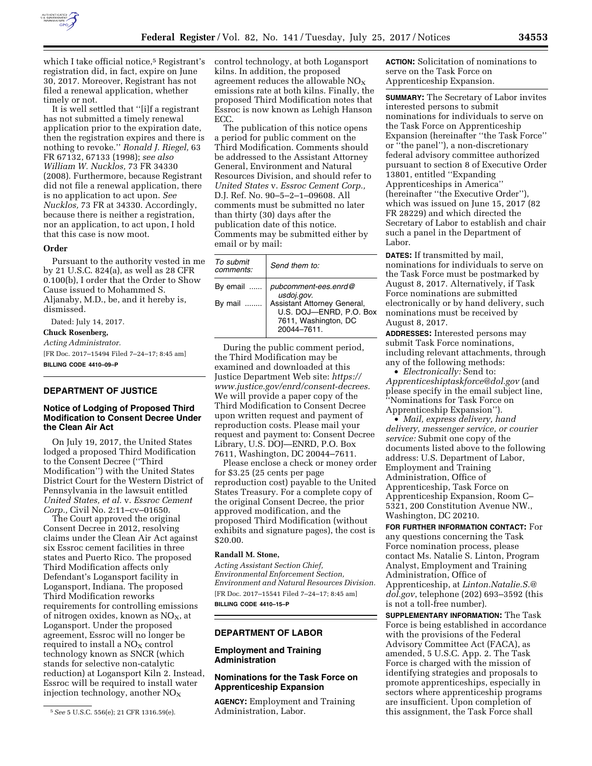which I take official notice,[5] Registrant's registration did, in fact, expire on June 30, 2017. Moreover, Registrant has not filed a renewal application, whether timely or not.

It is well settled that ''[i]f a registrant has not submitted a timely renewal application prior to the expiration date, then the registration expires and there is nothing to revoke.'' *Ronald J. Riegel,* 63 FR 67132, 67133 (1998); *see also William W. Nucklos,* 73 FR 34330 (2008). Furthermore, because Registrant did not file a renewal application, there is no application to act upon. *See Nucklos,* 73 FR at 34330. Accordingly, because there is neither a registration, nor an application, to act upon, I hold that this case is now moot.

**Order**

Pursuant to the authority vested in me by 21 U.S.C. 824(a), as well as 28 CFR 0.100(b), I order that the Order to Show Cause issued to Mohammed S. Aljanaby, M.D., be, and it hereby is, dismissed.

Dated: July 14, 2017.

**Chuck Rosenberg,**

*Acting Administrator.*

[FR Doc. 2017–15494 Filed 7–24–17; 8:45 am]

**BILLING CODE 4410–09–P**

[5] *See* 5 U.S.C. 556(e); 21 CFR 1316.59(e).

## DEPARTMENT OF JUSTICE

### Notice of Lodging of Proposed Third Modification to Consent Decree Under the Clean Air Act

On July 19, 2017, the United States lodged a proposed Third Modification to the Consent Decree (''Third Modification'') with the United States District Court for the Western District of Pennsylvania in the lawsuit entitled *United States, et al.* v. *Essroc Cement Corp.,* Civil No. 2:11–cv–01650.

The Court approved the original Consent Decree in 2012, resolving claims under the Clean Air Act against six Essroc cement facilities in three states and Puerto Rico. The proposed Third Modification affects only Defendant's Logansport facility in Logansport, Indiana. The proposed Third Modification reworks requirements for controlling emissions of nitrogen oxides, known as $NO_X$, at Logansport. Under the proposed agreement, Essroc will no longer be required to install a $NO_X$ control technology known as SNCR (which stands for selective non-catalytic reduction) at Logansport Kiln 2. Instead, Essroc will be required to install water injection technology, another $NO_X$ control technology, at both Logansport kilns. In addition, the proposed agreement reduces the allowable $NO_X$ emissions rate at both kilns. Finally, the proposed Third Modification notes that Essroc is now known as Lehigh Hanson ECC.

The publication of this notice opens a period for public comment on the Third Modification. Comments should be addressed to the Assistant Attorney General, Environment and Natural Resources Division, and should refer to *United States* v. *Essroc Cement Corp.,* D.J. Ref. No. 90–5–2–1–09608. All comments must be submitted no later than thirty (30) days after the publication date of this notice. Comments may be submitted either by email or by mail:

| *To submit comments:* | *Send them to:* |
|---|---|
| By email ...... | *pubcomment-ees.enrd@usdoj.gov.* |
| By mail ........ | Assistant Attorney General, U.S. DOJ—ENRD, P.O. Box 7611, Washington, DC 20044–7611. |

During the public comment period, the Third Modification may be examined and downloaded at this Justice Department Web site: *https://www.justice.gov/enrd/consent-decrees.* We will provide a paper copy of the Third Modification to Consent Decree upon written request and payment of reproduction costs. Please mail your request and payment to: Consent Decree Library, U.S. DOJ—ENRD, P.O. Box 7611, Washington, DC 20044–7611.

Please enclose a check or money order for $3.25 (25 cents per page reproduction cost) payable to the United States Treasury. For a complete copy of the original Consent Decree, the prior approved modification, and the proposed Third Modification (without exhibits and signature pages), the cost is $20.00.

**Randall M. Stone,**

*Acting Assistant Section Chief, Environmental Enforcement Section, Environment and Natural Resources Division.*

[FR Doc. 2017–15541 Filed 7–24–17; 8:45 am]

**BILLING CODE 4410–15–P**

## DEPARTMENT OF LABOR

### Employment and Training Administration

### Nominations for the Task Force on Apprenticeship Expansion

**AGENCY:** Employment and Training Administration, Labor.

**ACTION:** Solicitation of nominations to serve on the Task Force on Apprenticeship Expansion.

**SUMMARY:** The Secretary of Labor invites interested persons to submit nominations for individuals to serve on the Task Force on Apprenticeship Expansion (hereinafter ''the Task Force'' or ''the panel''), a non-discretionary federal advisory committee authorized pursuant to section 8 of Executive Order 13801, entitled ''Expanding Apprenticeships in America'' (hereinafter ''the Executive Order''), which was issued on June 15, 2017 (82 FR 28229) and which directed the Secretary of Labor to establish and chair such a panel in the Department of Labor.

**DATES:** If transmitted by mail, nominations for individuals to serve on the Task Force must be postmarked by August 8, 2017. Alternatively, if Task Force nominations are submitted electronically or by hand delivery, such nominations must be received by August 8, 2017.

**ADDRESSES:** Interested persons may submit Task Force nominations, including relevant attachments, through any of the following methods:

- *Electronically:* Send to: *Apprenticeshiptaskforce@dol.gov* (and please specify in the email subject line, ''Nominations for Task Force on Apprenticeship Expansion'').
- *Mail, express delivery, hand delivery, messenger service, or courier service:* Submit one copy of the documents listed above to the following address: U.S. Department of Labor, Employment and Training Administration, Office of Apprenticeship, Task Force on Apprenticeship Expansion, Room C–5321, 200 Constitution Avenue NW., Washington, DC 20210.

**FOR FURTHER INFORMATION CONTACT:** For any questions concerning the Task Force nomination process, please contact Ms. Natalie S. Linton, Program Analyst, Employment and Training Administration, Office of Apprenticeship, at *Linton.Natalie.S.@dol.gov*, telephone (202) 693–3592 (this is not a toll-free number).

**SUPPLEMENTARY INFORMATION:** The Task Force is being established in accordance with the provisions of the Federal Advisory Committee Act (FACA), as amended, 5 U.S.C. App. 2. The Task Force is charged with the mission of identifying strategies and proposals to promote apprenticeships, especially in sectors where apprenticeship programs are insufficient. Upon completion of this assignment, the Task Force shall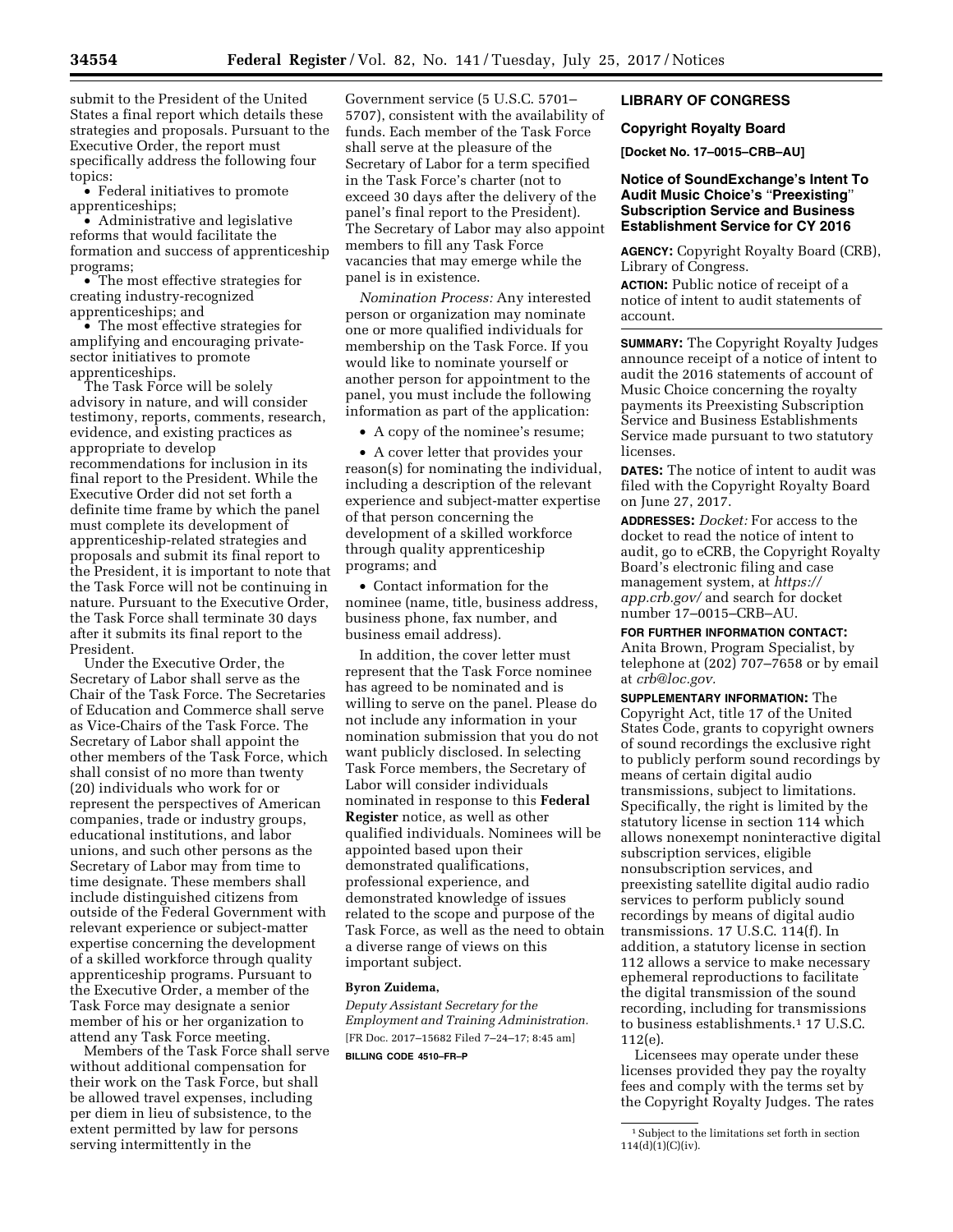submit to the President of the United States a final report which details these strategies and proposals. Pursuant to the Executive Order, the report must specifically address the following four topics:

- Federal initiatives to promote apprenticeships;
- Administrative and legislative reforms that would facilitate the formation and success of apprenticeship programs;
- The most effective strategies for creating industry-recognized apprenticeships; and
- The most effective strategies for amplifying and encouraging private-sector initiatives to promote apprenticeships.

The Task Force will be solely advisory in nature, and will consider testimony, reports, comments, research, evidence, and existing practices as appropriate to develop recommendations for inclusion in its final report to the President. While the Executive Order did not set forth a definite time frame by which the panel must complete its development of apprenticeship-related strategies and proposals and submit its final report to the President, it is important to note that the Task Force will not be continuing in nature. Pursuant to the Executive Order, the Task Force shall terminate 30 days after it submits its final report to the President.

Under the Executive Order, the Secretary of Labor shall serve as the Chair of the Task Force. The Secretaries of Education and Commerce shall serve as Vice-Chairs of the Task Force. The Secretary of Labor shall appoint the other members of the Task Force, which shall consist of no more than twenty (20) individuals who work for or represent the perspectives of American companies, trade or industry groups, educational institutions, and labor unions, and such other persons as the Secretary of Labor may from time to time designate. These members shall include distinguished citizens from outside of the Federal Government with relevant experience or subject-matter expertise concerning the development of a skilled workforce through quality apprenticeship programs. Pursuant to the Executive Order, a member of the Task Force may designate a senior member of his or her organization to attend any Task Force meeting.

Members of the Task Force shall serve without additional compensation for their work on the Task Force, but shall be allowed travel expenses, including per diem in lieu of subsistence, to the extent permitted by law for persons serving intermittently in the Government service (5 U.S.C. 5701–5707), consistent with the availability of funds. Each member of the Task Force shall serve at the pleasure of the Secretary of Labor for a term specified in the Task Force's charter (not to exceed 30 days after the delivery of the panel's final report to the President). The Secretary of Labor may also appoint members to fill any Task Force vacancies that may emerge while the panel is in existence.

*Nomination Process:* Any interested person or organization may nominate one or more qualified individuals for membership on the Task Force. If you would like to nominate yourself or another person for appointment to the panel, you must include the following information as part of the application:

- A copy of the nominee's resume;
- A cover letter that provides your reason(s) for nominating the individual, including a description of the relevant experience and subject-matter expertise of that person concerning the development of a skilled workforce through quality apprenticeship programs; and
- Contact information for the nominee (name, title, business address, business phone, fax number, and business email address).

In addition, the cover letter must represent that the Task Force nominee has agreed to be nominated and is willing to serve on the panel. Please do not include any information in your nomination submission that you do not want publicly disclosed. In selecting Task Force members, the Secretary of Labor will consider individuals nominated in response to this **Federal Register** notice, as well as other qualified individuals. Nominees will be appointed based upon their demonstrated qualifications, professional experience, and demonstrated knowledge of issues related to the scope and purpose of the Task Force, as well as the need to obtain a diverse range of views on this important subject.

**Byron Zuidema,**

*Deputy Assistant Secretary for the Employment and Training Administration.*

[FR Doc. 2017–15682 Filed 7–24–17; 8:45 am]

**BILLING CODE 4510–FR–P**

## LIBRARY OF CONGRESS

### Copyright Royalty Board

**[Docket No. 17–0015–CRB–AU]**

### Notice of SoundExchange's Intent To Audit Music Choice's "Preexisting" Subscription Service and Business Establishment Service for CY 2016

**AGENCY:** Copyright Royalty Board (CRB), Library of Congress.

**ACTION:** Public notice of receipt of a notice of intent to audit statements of account.

**SUMMARY:** The Copyright Royalty Judges announce receipt of a notice of intent to audit the 2016 statements of account of Music Choice concerning the royalty payments its Preexisting Subscription Service and Business Establishments Service made pursuant to two statutory licenses.

**DATES:** The notice of intent to audit was filed with the Copyright Royalty Board on June 27, 2017.

**ADDRESSES:** *Docket:* For access to the docket to read the notice of intent to audit, go to eCRB, the Copyright Royalty Board's electronic filing and case management system, at *https://app.crb.gov/* and search for docket number 17–0015–CRB–AU.

**FOR FURTHER INFORMATION CONTACT:** Anita Brown, Program Specialist, by telephone at (202) 707–7658 or by email at *crb@loc.gov.*

**SUPPLEMENTARY INFORMATION:** The Copyright Act, title 17 of the United States Code, grants to copyright owners of sound recordings the exclusive right to publicly perform sound recordings by means of certain digital audio transmissions, subject to limitations. Specifically, the right is limited by the statutory license in section 114 which allows nonexempt noninteractive digital subscription services, eligible nonsubscription services, and preexisting satellite digital audio radio services to perform publicly sound recordings by means of digital audio transmissions. 17 U.S.C. 114(f). In addition, a statutory license in section 112 allows a service to make necessary ephemeral reproductions to facilitate the digital transmission of the sound recording, including for transmissions to business establishments.[1] 17 U.S.C. 112(e).

Licensees may operate under these licenses provided they pay the royalty fees and comply with the terms set by the Copyright Royalty Judges. The rates

[1] Subject to the limitations set forth in section 114(d)(1)(C)(iv).